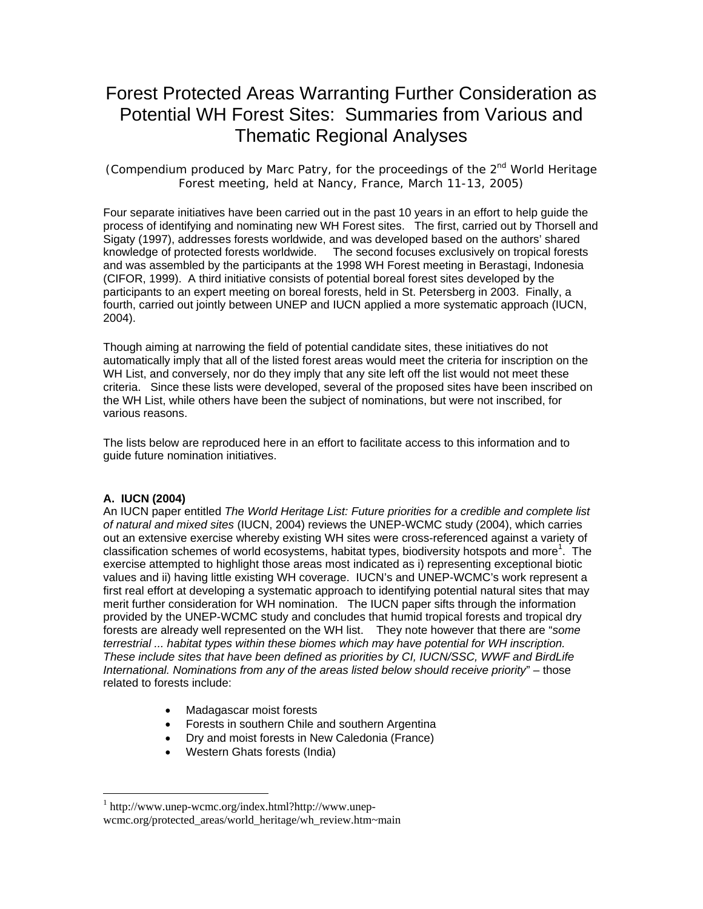# Forest Protected Areas Warranting Further Consideration as Potential WH Forest Sites: Summaries from Various and Thematic Regional Analyses

(Compendium produced by Marc Patry, for the proceedings of the 2nd World Heritage Forest meeting, held at Nancy, France, March 11-13, 2005)

Four separate initiatives have been carried out in the past 10 years in an effort to help guide the process of identifying and nominating new WH Forest sites. The first, carried out by Thorsell and Sigaty (1997), addresses forests worldwide, and was developed based on the authors' shared knowledge of protected forests worldwide. The second focuses exclusively on tropical forests and was assembled by the participants at the 1998 WH Forest meeting in Berastagi, Indonesia (CIFOR, 1999). A third initiative consists of potential boreal forest sites developed by the participants to an expert meeting on boreal forests, held in St. Petersberg in 2003. Finally, a fourth, carried out jointly between UNEP and IUCN applied a more systematic approach (IUCN, 2004).

Though aiming at narrowing the field of potential candidate sites, these initiatives do not automatically imply that all of the listed forest areas would meet the criteria for inscription on the WH List, and conversely, nor do they imply that any site left off the list would not meet these criteria. Since these lists were developed, several of the proposed sites have been inscribed on the WH List, while others have been the subject of nominations, but were not inscribed, for various reasons.

The lists below are reproduced here in an effort to facilitate access to this information and to guide future nomination initiatives.

### A. IUCN (2004)

An IUCN paper entitled *The World Heritage List: Future priorities for a credible and complete list of natural and mixed sites* (IUCN, 2004) reviews the UNEP-WCMC study (2004), which carries out an extensive exercise whereby existing WH sites were cross-referenced against a variety of classification schemes of world ecosystems, habitat types, biodiversity hotspots and more[1]. The exercise attempted to highlight those areas most indicated as i) representing exceptional biotic values and ii) having little existing WH coverage. IUCN's and UNEP-WCMC's work represent a first real effort at developing a systematic approach to identifying potential natural sites that may merit further consideration for WH nomination. The IUCN paper sifts through the information provided by the UNEP-WCMC study and concludes that humid tropical forests and tropical dry forests are already well represented on the WH list. They note however that there are "*some terrestrial ... habitat types within these biomes which may have potential for WH inscription. These include sites that have been defined as priorities by CI, IUCN/SSC, WWF and BirdLife International. Nominations from any of the areas listed below should receive priority*" – those related to forests include:

- Madagascar moist forests
- Forests in southern Chile and southern Argentina
- Dry and moist forests in New Caledonia (France)
- Western Ghats forests (India)

[1] http://www.unep-wcmc.org/index.html?http://www.unep-wcmc.org/protected_areas/world_heritage/wh_review.htm~main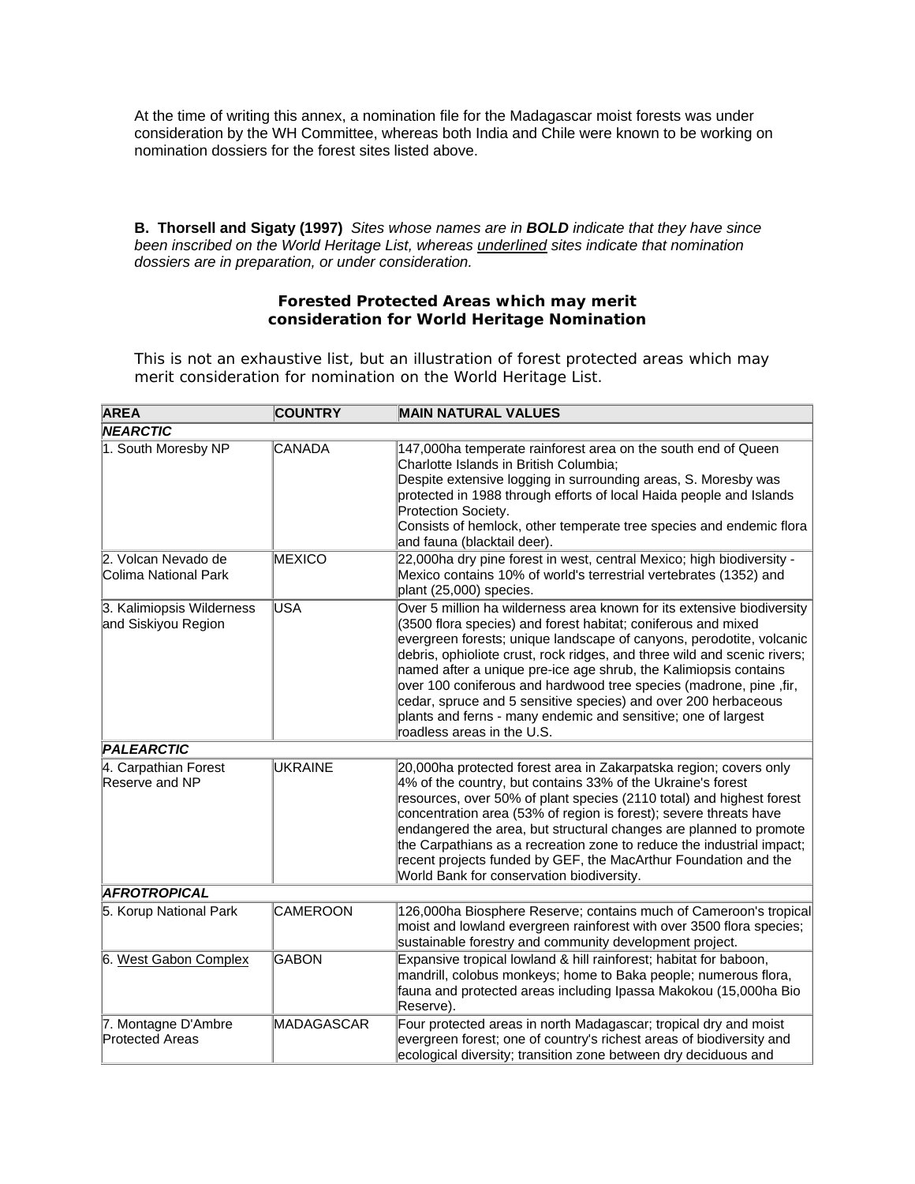At the time of writing this annex, a nomination file for the Madagascar moist forests was under consideration by the WH Committee, whereas both India and Chile were known to be working on nomination dossiers for the forest sites listed above.

**B. Thorsell and Sigaty (1997)** *Sites whose names are in* ***BOLD*** *indicate that they have since been inscribed on the World Heritage List, whereas* <u>*underlined*</u> *sites indicate that nomination dossiers are in preparation, or under consideration.*

### Forested Protected Areas which may merit consideration for World Heritage Nomination

This is not an exhaustive list, but an illustration of forest protected areas which may merit consideration for nomination on the World Heritage List.

| AREA | COUNTRY | MAIN NATURAL VALUES |
|---|---|---|
| ***NEARCTIC*** | | |
| 1. South Moresby NP | CANADA | 147,000ha temperate rainforest area on the south end of Queen Charlotte Islands in British Columbia; Despite extensive logging in surrounding areas, S. Moresby was protected in 1988 through efforts of local Haida people and Islands Protection Society. Consists of hemlock, other temperate tree species and endemic flora and fauna (blacktail deer). |
| 2. Volcan Nevado de Colima National Park | MEXICO | 22,000ha dry pine forest in west, central Mexico; high biodiversity - Mexico contains 10% of world's terrestrial vertebrates (1352) and plant (25,000) species. |
| 3. Kalimiopsis Wilderness and Siskiyou Region | USA | Over 5 million ha wilderness area known for its extensive biodiversity (3500 flora species) and forest habitat; coniferous and mixed evergreen forests; unique landscape of canyons, perodotite, volcanic debris, ophioliote crust, rock ridges, and three wild and scenic rivers; named after a unique pre-ice age shrub, the Kalimiopsis contains over 100 coniferous and hardwood tree species (madrone, pine ,fir, cedar, spruce and 5 sensitive species) and over 200 herbaceous plants and ferns - many endemic and sensitive; one of largest roadless areas in the U.S. |
| ***PALEARCTIC*** | | |
| 4. Carpathian Forest Reserve and NP | UKRAINE | 20,000ha protected forest area in Zakarpatska region; covers only 4% of the country, but contains 33% of the Ukraine's forest resources, over 50% of plant species (2110 total) and highest forest concentration area (53% of region is forest); severe threats have endangered the area, but structural changes are planned to promote the Carpathians as a recreation zone to reduce the industrial impact; recent projects funded by GEF, the MacArthur Foundation and the World Bank for conservation biodiversity. |
| ***AFROTROPICAL*** | | |
| 5. Korup National Park | CAMEROON | 126,000ha Biosphere Reserve; contains much of Cameroon's tropical moist and lowland evergreen rainforest with over 3500 flora species; sustainable forestry and community development project. |
| 6. <u>West Gabon Complex</u> | GABON | Expansive tropical lowland & hill rainforest; habitat for baboon, mandrill, colobus monkeys; home to Baka people; numerous flora, fauna and protected areas including Ipassa Makokou (15,000ha Bio Reserve). |
| 7. Montagne D'Ambre Protected Areas | MADAGASCAR | Four protected areas in north Madagascar; tropical dry and moist evergreen forest; one of country's richest areas of biodiversity and ecological diversity; transition zone between dry deciduous and |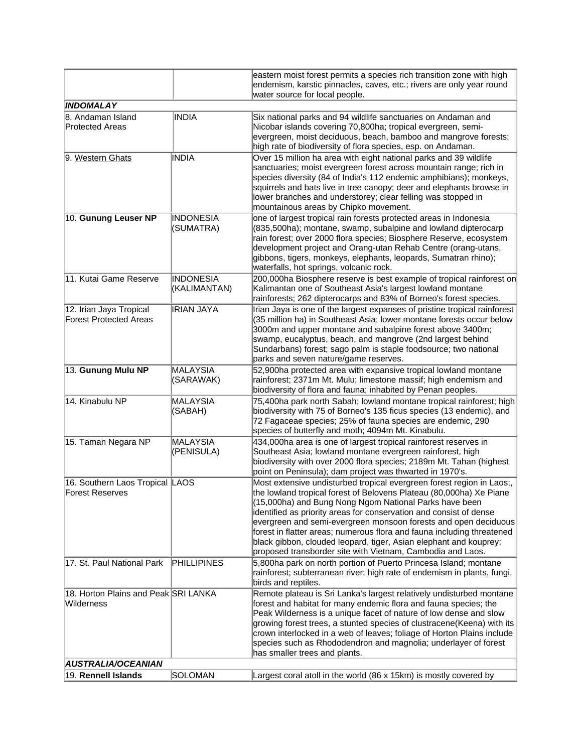| | | |
|---|---|---|
| | | eastern moist forest permits a species rich transition zone with high endemism, karstic pinnacles, caves, etc.; rivers are only year round water source for local people. |
| ***INDOMALAY*** | | |
| 8. Andaman Island Protected Areas | INDIA | Six national parks and 94 wildlife sanctuaries on Andaman and Nicobar islands covering 70,800ha; tropical evergreen, semi-evergreen, moist deciduous, beach, bamboo and mangrove forests; high rate of biodiversity of flora species, esp. on Andaman. |
| 9. Western Ghats | INDIA | Over 15 million ha area with eight national parks and 39 wildlife sanctuaries; moist evergreen forest across mountain range; rich in species diversity (84 of India's 112 endemic amphibians); monkeys, squirrels and bats live in tree canopy; deer and elephants browse in lower branches and understorey; clear felling was stopped in mountainous areas by Chipko movement. |
| 10. **Gunung Leuser NP** | INDONESIA (SUMATRA) | one of largest tropical rain forests protected areas in Indonesia (835,500ha); montane, swamp, subalpine and lowland dipterocarp rain forest; over 2000 flora species; Biosphere Reserve, ecosystem development project and Orang-utan Rehab Centre (orang-utans, gibbons, tigers, monkeys, elephants, leopards, Sumatran rhino); waterfalls, hot springs, volcanic rock. |
| 11. Kutai Game Reserve | INDONESIA (KALIMANTAN) | 200,000ha Biosphere reserve is best example of tropical rainforest on Kalimantan one of Southeast Asia's largest lowland montane rainforests; 262 dipterocarps and 83% of Borneo's forest species. |
| 12. Irian Jaya Tropical Forest Protected Areas | IRIAN JAYA | Irian Jaya is one of the largest expanses of pristine tropical rainforest (35 million ha) in Southeast Asia; lower montane forests occur below 3000m and upper montane and subalpine forest above 3400m; swamp, eucalyptus, beach, and mangrove (2nd largest behind Sundarbans) forest; sago palm is staple foodsource; two national parks and seven nature/game reserves. |
| 13. **Gunung Mulu NP** | MALAYSIA (SARAWAK) | 52,900ha protected area with expansive tropical lowland montane rainforest; 2371m Mt. Mulu; limestone massif; high endemism and biodiversity of flora and fauna; inhabited by Penan peoples. |
| 14. Kinabulu NP | MALAYSIA (SABAH) | 75,400ha park north Sabah; lowland montane tropical rainforest; high biodiversity with 75 of Borneo's 135 ficus species (13 endemic), and 72 Fagaceae species; 25% of fauna species are endemic, 290 species of butterfly and moth; 4094m Mt. Kinabulu. |
| 15. Taman Negara NP | MALAYSIA (PENISULA) | 434,000ha area is one of largest tropical rainforest reserves in Southeast Asia; lowland montane evergreen rainforest, high biodiversity with over 2000 flora species; 2189m Mt. Tahan (highest point on Peninsula); dam project was thwarted in 1970's. |
| 16. Southern Laos Tropical Forest Reserves | LAOS | Most extensive undisturbed tropical evergreen forest region in Laos;, the lowland tropical forest of Belovens Plateau (80,000ha) Xe Piane (15,000ha) and Bung Nong Ngom National Parks have been identified as priority areas for conservation and consist of dense evergreen and semi-evergreen monsoon forests and open deciduous forest in flatter areas; numerous flora and fauna including threatened black gibbon, clouded leopard, tiger, Asian elephant and kouprey; proposed transborder site with Vietnam, Cambodia and Laos. |
| 17. St. Paul National Park | PHILLIPINES | 5,800ha park on north portion of Puerto Princesa Island; montane rainforest; subterranean river; high rate of endemism in plants, fungi, birds and reptiles. |
| 18. Horton Plains and Peak Wilderness | SRI LANKA | Remote plateau is Sri Lanka's largest relatively undisturbed montane forest and habitat for many endemic flora and fauna species; the Peak Wilderness is a unique facet of nature of low dense and slow growing forest trees, a stunted species of clustracene(Keena) with its crown interlocked in a web of leaves; foliage of Horton Plains include species such as Rhododendron and magnolia; underlayer of forest has smaller trees and plants. |
| ***AUSTRALIA/OCEANIAN*** | | |
| 19. **Rennell Islands** | SOLOMAN | Largest coral atoll in the world (86 x 15km) is mostly covered by |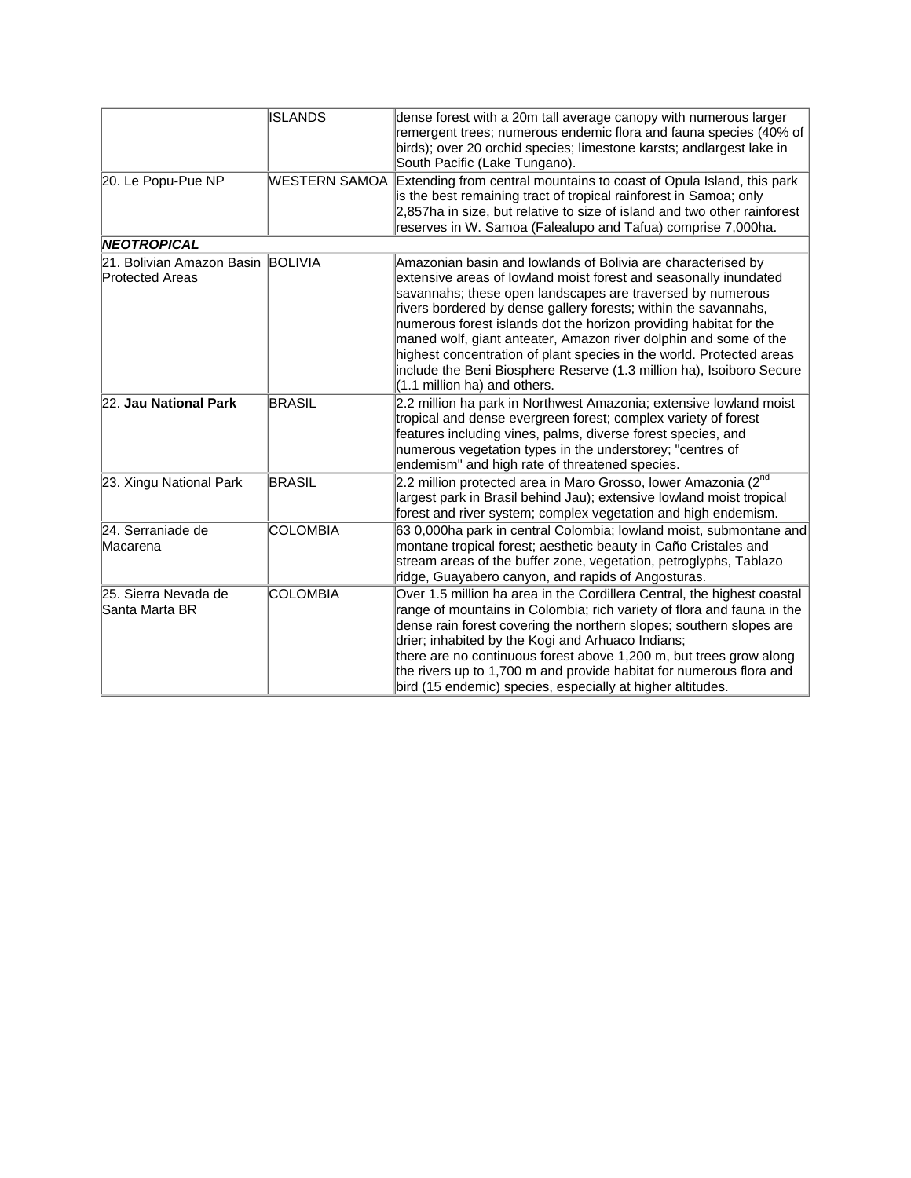| | | |
|---|---|---|
| | ISLANDS | dense forest with a 20m tall average canopy with numerous larger remergent trees; numerous endemic flora and fauna species (40% of birds); over 20 orchid species; limestone karsts; andlargest lake in South Pacific (Lake Tungano). |
| 20. Le Popu-Pue NP | WESTERN SAMOA | Extending from central mountains to coast of Opula Island, this park is the best remaining tract of tropical rainforest in Samoa; only 2,857ha in size, but relative to size of island and two other rainforest reserves in W. Samoa (Falealupo and Tafua) comprise 7,000ha. |
| ***NEOTROPICAL*** | | |
| 21. Bolivian Amazon Basin Protected Areas | BOLIVIA | Amazonian basin and lowlands of Bolivia are characterised by extensive areas of lowland moist forest and seasonally inundated savannahs; these open landscapes are traversed by numerous rivers bordered by dense gallery forests; within the savannahs, numerous forest islands dot the horizon providing habitat for the maned wolf, giant anteater, Amazon river dolphin and some of the highest concentration of plant species in the world. Protected areas include the Beni Biosphere Reserve (1.3 million ha), Isoiboro Secure (1.1 million ha) and others. |
| 22. **Jau National Park** | BRASIL | 2.2 million ha park in Northwest Amazonia; extensive lowland moist tropical and dense evergreen forest; complex variety of forest features including vines, palms, diverse forest species, and numerous vegetation types in the understorey; "centres of endemism" and high rate of threatened species. |
| 23. Xingu National Park | BRASIL | 2.2 million protected area in Maro Grosso, lower Amazonia (2nd largest park in Brasil behind Jau); extensive lowland moist tropical forest and river system; complex vegetation and high endemism. |
| 24. Serraniade de Macarena | COLOMBIA | 63 0,000ha park in central Colombia; lowland moist, submontane and montane tropical forest; aesthetic beauty in Caño Cristales and stream areas of the buffer zone, vegetation, petroglyphs, Tablazo ridge, Guayabero canyon, and rapids of Angosturas. |
| 25. Sierra Nevada de Santa Marta BR | COLOMBIA | Over 1.5 million ha area in the Cordillera Central, the highest coastal range of mountains in Colombia; rich variety of flora and fauna in the dense rain forest covering the northern slopes; southern slopes are drier; inhabited by the Kogi and Arhuaco Indians; there are no continuous forest above 1,200 m, but trees grow along the rivers up to 1,700 m and provide habitat for numerous flora and bird (15 endemic) species, especially at higher altitudes. |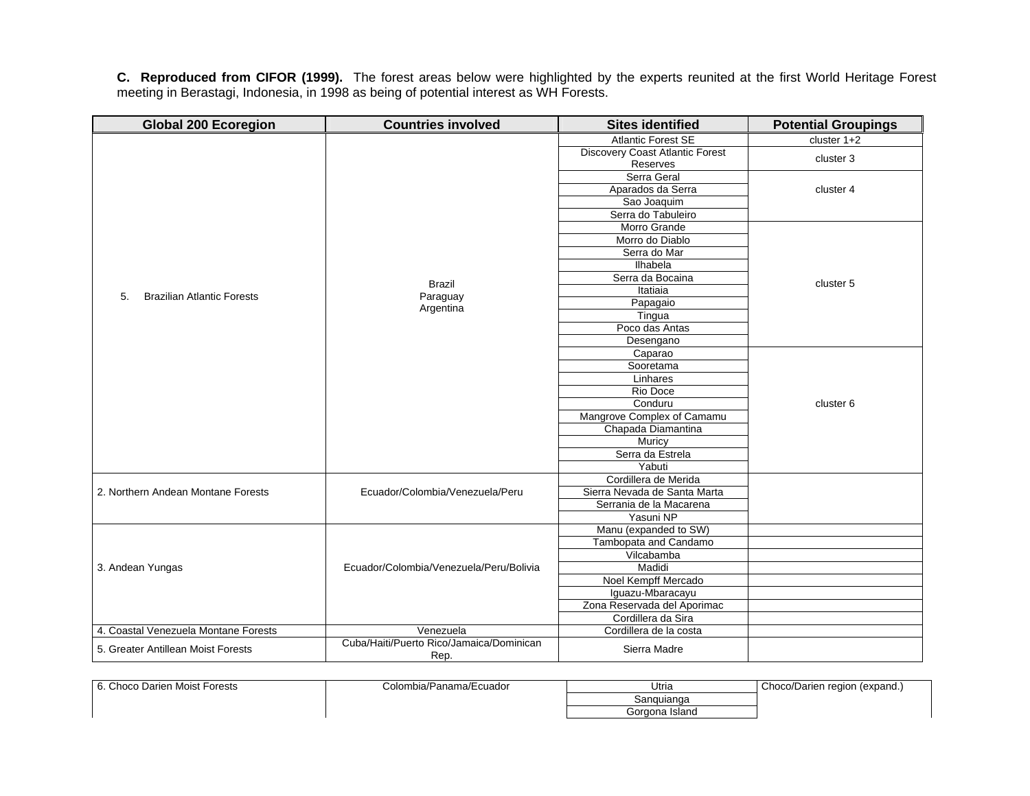**C. Reproduced from CIFOR (1999).** The forest areas below were highlighted by the experts reunited at the first World Heritage Forest meeting in Berastagi, Indonesia, in 1998 as being of potential interest as WH Forests.

| Global 200 Ecoregion | Countries involved | Sites identified | Potential Groupings |
|---|---|---|---|
| 5. Brazilian Atlantic Forests | Brazil Paraguay Argentina | Atlantic Forest SE | cluster 1+2 |
| | | Discovery Coast Atlantic Forest Reserves | cluster 3 |
| | | Serra Geral | cluster 4 |
| | | Aparados da Serra | |
| | | Sao Joaquim | |
| | | Serra do Tabuleiro | |
| | | Morro Grande | cluster 5 |
| | | Morro do Diablo | |
| | | Serra do Mar | |
| | | Ilhabela | |
| | | Serra da Bocaina | |
| | | Itatiaia | |
| | | Papagaio | |
| | | Tingua | |
| | | Poco das Antas | |
| | | Desengano | |
| | | Caparao | cluster 6 |
| | | Sooretama | |
| | | Linhares | |
| | | Rio Doce | |
| | | Conduru | |
| | | Mangrove Complex of Camamu | |
| | | Chapada Diamantina | |
| | | Muricy | |
| | | Serra da Estrela | |
| | | Yabuti | |
| 2. Northern Andean Montane Forests | Ecuador/Colombia/Venezuela/Peru | Cordillera de Merida | |
| | | Sierra Nevada de Santa Marta | |
| | | Serrania de la Macarena | |
| | | Yasuni NP | |
| 3. Andean Yungas | Ecuador/Colombia/Venezuela/Peru/Bolivia | Manu (expanded to SW) | |
| | | Tambopata and Candamo | |
| | | Vilcabamba | |
| | | Madidi | |
| | | Noel Kempff Mercado | |
| | | Iguazu-Mbaracayu | |
| | | Zona Reservada del Aporimac | |
| | | Cordillera da Sira | |
| 4. Coastal Venezuela Montane Forests | Venezuela | Cordillera de la costa | |
| 5. Greater Antillean Moist Forests | Cuba/Haiti/Puerto Rico/Jamaica/Dominican Rep. | Sierra Madre | |
| 6. Choco Darien Moist Forests | Colombia/Panama/Ecuador | Utria | Choco/Darien region (expand.) |
| | | Sanquianga | |
| | | Gorgona Island | |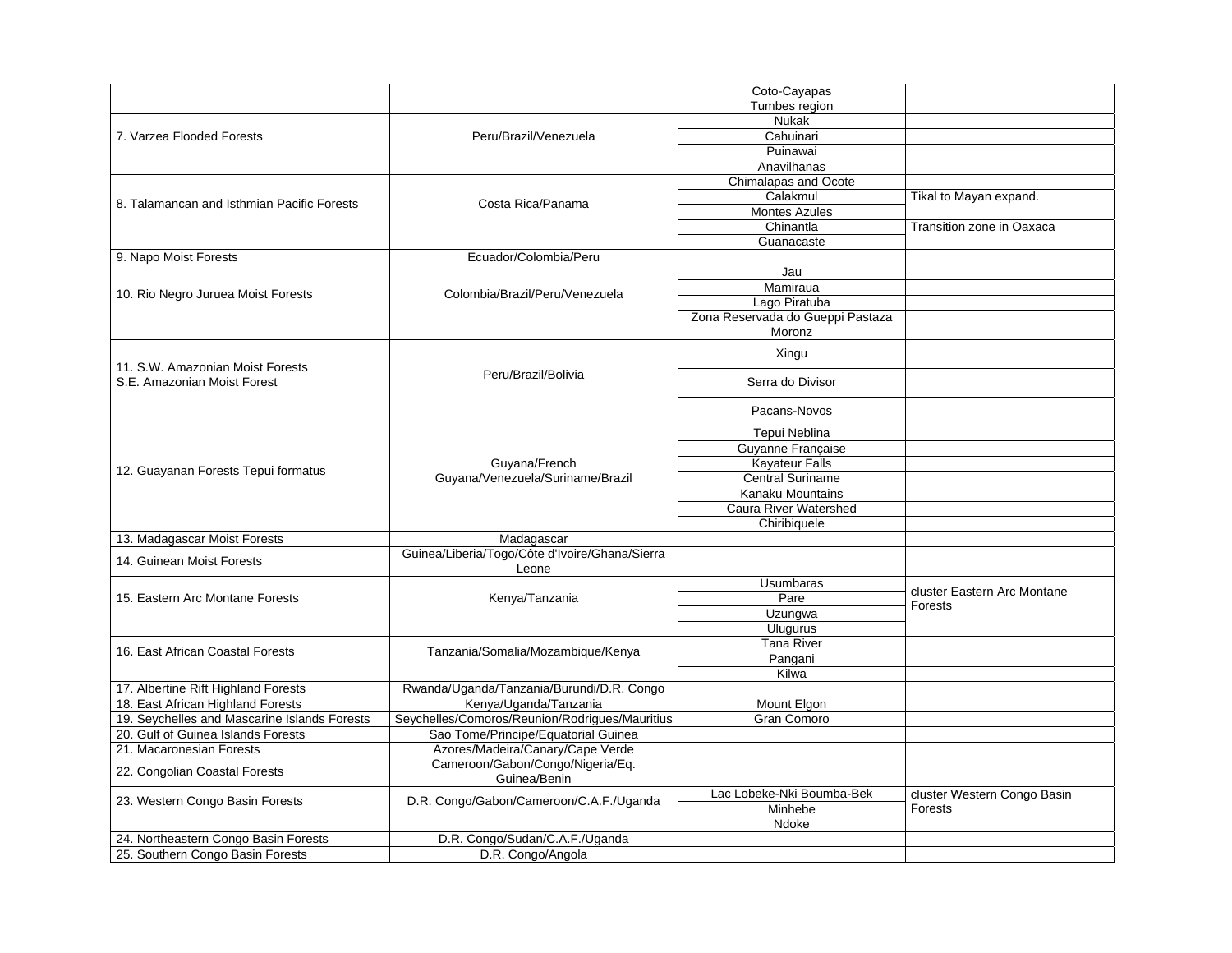| | | | |
|---|---|---|---|
| | | Coto-Cayapas | |
| | | Tumbes region | |
| 7. Varzea Flooded Forests | Peru/Brazil/Venezuela | Nukak | |
| | | Cahuinari | |
| | | Puinawai | |
| | | Anavilhanas | |
| 8. Talamancan and Isthmian Pacific Forests | Costa Rica/Panama | Chimalapas and Ocote | |
| | | Calakmul | Tikal to Mayan expand. |
| | | Montes Azules | |
| | | Chinantla | Transition zone in Oaxaca |
| | | Guanacaste | |
| 9. Napo Moist Forests | Ecuador/Colombia/Peru | | |
| 10. Rio Negro Juruea Moist Forests | Colombia/Brazil/Peru/Venezuela | Jau | |
| | | Mamiraua | |
| | | Lago Piratuba | |
| | | Zona Reservada do Gueppi Pastaza Moronz | |
| 11. S.W. Amazonian Moist Forests S.E. Amazonian Moist Forest | Peru/Brazil/Bolivia | Xingu | |
| | | Serra do Divisor | |
| | | Pacans-Novos | |
| 12. Guayanan Forests Tepui formatus | Guyana/French Guyana/Venezuela/Suriname/Brazil | Tepui Neblina | |
| | | Guyanne Française | |
| | | Kayateur Falls | |
| | | Central Suriname | |
| | | Kanaku Mountains | |
| | | Caura River Watershed | |
| | | Chiribiquele | |
| 13. Madagascar Moist Forests | Madagascar | | |
| 14. Guinean Moist Forests | Guinea/Liberia/Togo/Côte d'Ivoire/Ghana/Sierra Leone | | |
| 15. Eastern Arc Montane Forests | Kenya/Tanzania | Usumbaras | cluster Eastern Arc Montane Forests |
| | | Pare | |
| | | Uzungwa | |
| | | Ulugurus | |
| 16. East African Coastal Forests | Tanzania/Somalia/Mozambique/Kenya | Tana River | |
| | | Pangani | |
| | | Kilwa | |
| 17. Albertine Rift Highland Forests | Rwanda/Uganda/Tanzania/Burundi/D.R. Congo | | |
| 18. East African Highland Forests | Kenya/Uganda/Tanzania | Mount Elgon | |
| 19. Seychelles and Mascarine Islands Forests | Seychelles/Comoros/Reunion/Rodrigues/Mauritius | Gran Comoro | |
| 20. Gulf of Guinea Islands Forests | Sao Tome/Principe/Equatorial Guinea | | |
| 21. Macaronesian Forests | Azores/Madeira/Canary/Cape Verde | | |
| 22. Congolian Coastal Forests | Cameroon/Gabon/Congo/Nigeria/Eq. Guinea/Benin | | |
| 23. Western Congo Basin Forests | D.R. Congo/Gabon/Cameroon/C.A.F./Uganda | Lac Lobeke-Nki Boumba-Bek | cluster Western Congo Basin Forests |
| | | Minhebe | |
| | | Ndoke | |
| 24. Northeastern Congo Basin Forests | D.R. Congo/Sudan/C.A.F./Uganda | | |
| 25. Southern Congo Basin Forests | D.R. Congo/Angola | | |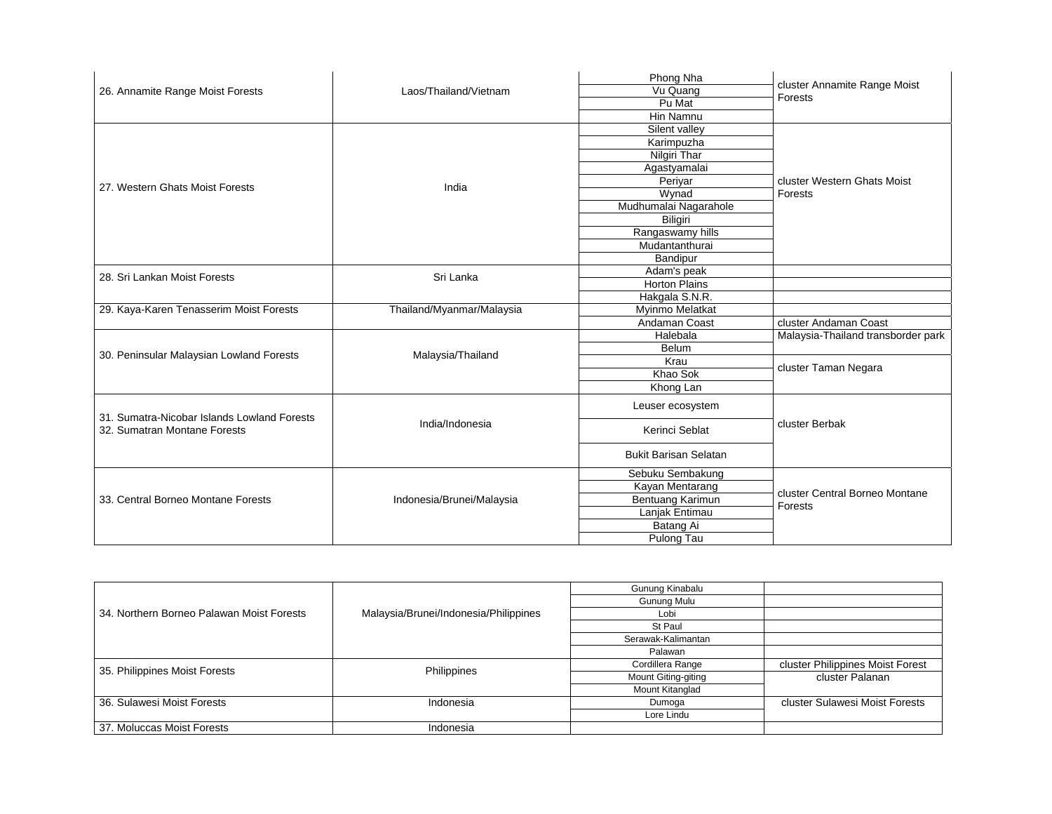| | | | |
|---|---|---|---|
| 26. Annamite Range Moist Forests | Laos/Thailand/Vietnam | Phong Nha | cluster Annamite Range Moist Forests |
| | | Vu Quang | |
| | | Pu Mat | |
| | | Hin Namnu | |
| 27. Western Ghats Moist Forests | India | Silent valley | cluster Western Ghats Moist Forests |
| | | Karimpuzha | |
| | | Nilgiri Thar | |
| | | Agastyamalai | |
| | | Periyar | |
| | | Wynad | |
| | | Mudhumalai Nagarahole | |
| | | Biligiri | |
| | | Rangaswamy hills | |
| | | Mudantanthurai | |
| | | Bandipur | |
| 28. Sri Lankan Moist Forests | Sri Lanka | Adam's peak | |
| | | Horton Plains | |
| | | Hakgala S.N.R. | |
| 29. Kaya-Karen Tenasserim Moist Forests | Thailand/Myanmar/Malaysia | Myinmo Melatkat | |
| | | Andaman Coast | cluster Andaman Coast |
| 30. Peninsular Malaysian Lowland Forests | Malaysia/Thailand | Halebala | Malaysia-Thailand transborder park |
| | | Belum | |
| | | Krau | cluster Taman Negara |
| | | Khao Sok | |
| | | Khong Lan | |
| 31. Sumatra-Nicobar Islands Lowland Forests<br>32. Sumatran Montane Forests | India/Indonesia | Leuser ecosystem | cluster Berbak |
| | | Kerinci Seblat | |
| | | Bukit Barisan Selatan | |
| 33. Central Borneo Montane Forests | Indonesia/Brunei/Malaysia | Sebuku Sembakung | cluster Central Borneo Montane Forests |
| | | Kayan Mentarang | |
| | | Bentuang Karimun | |
| | | Lanjak Entimau | |
| | | Batang Ai | |
| | | Pulong Tau | |
| 34. Northern Borneo Palawan Moist Forests | Malaysia/Brunei/Indonesia/Philippines | Gunung Kinabalu | |
| | | Gunung Mulu | |
| | | Lobi | |
| | | St Paul | |
| | | Serawak-Kalimantan | |
| | | Palawan | |
| 35. Philippines Moist Forests | Philippines | Cordillera Range | cluster Philippines Moist Forest |
| | | Mount Giting-giting | cluster Palanan |
| | | Mount Kitanglad | |
| 36. Sulawesi Moist Forests | Indonesia | Dumoga | cluster Sulawesi Moist Forests |
| | | Lore Lindu | |
| 37. Moluccas Moist Forests | Indonesia | | |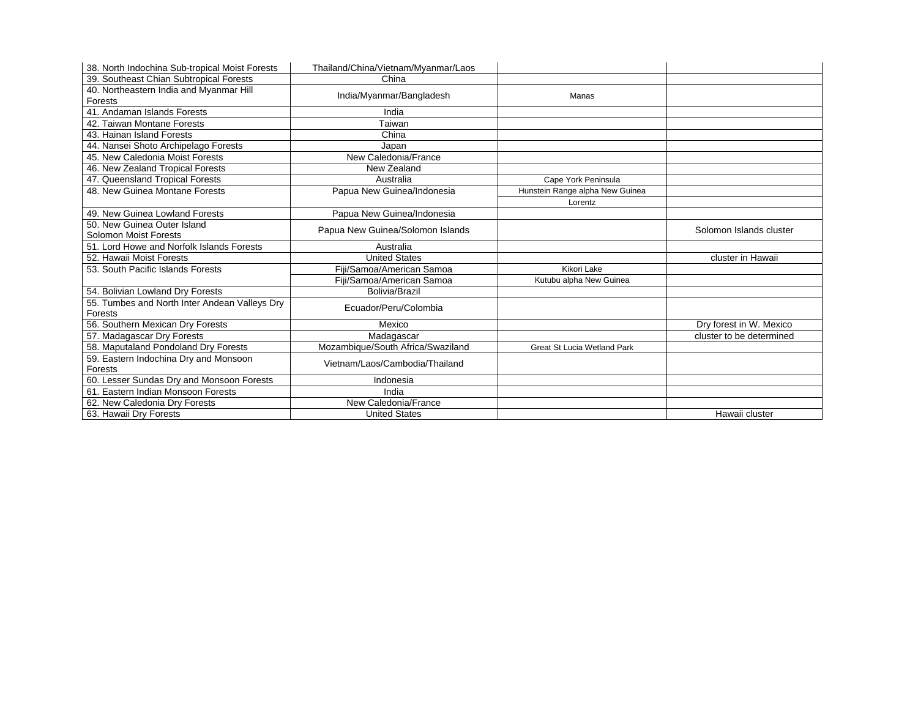| | | | |
|---|---|---|---|
| 38. North Indochina Sub-tropical Moist Forests | Thailand/China/Vietnam/Myanmar/Laos | | |
| 39. Southeast Chian Subtropical Forests | China | | |
| 40. Northeastern India and Myanmar Hill Forests | India/Myanmar/Bangladesh | Manas | |
| 41. Andaman Islands Forests | India | | |
| 42. Taiwan Montane Forests | Taiwan | | |
| 43. Hainan Island Forests | China | | |
| 44. Nansei Shoto Archipelago Forests | Japan | | |
| 45. New Caledonia Moist Forests | New Caledonia/France | | |
| 46. New Zealand Tropical Forests | New Zealand | | |
| 47. Queensland Tropical Forests | Australia | Cape York Peninsula | |
| 48. New Guinea Montane Forests | Papua New Guinea/Indonesia | Hunstein Range alpha New Guinea | |
| | | Lorentz | |
| 49. New Guinea Lowland Forests | Papua New Guinea/Indonesia | | |
| 50. New Guinea Outer Island Solomon Moist Forests | Papua New Guinea/Solomon Islands | | Solomon Islands cluster |
| 51. Lord Howe and Norfolk Islands Forests | Australia | | |
| 52. Hawaii Moist Forests | United States | | cluster in Hawaii |
| 53. South Pacific Islands Forests | Fiji/Samoa/American Samoa | Kikori Lake | |
| | Fiji/Samoa/American Samoa | Kutubu alpha New Guinea | |
| 54. Bolivian Lowland Dry Forests | Bolivia/Brazil | | |
| 55. Tumbes and North Inter Andean Valleys Dry Forests | Ecuador/Peru/Colombia | | |
| 56. Southern Mexican Dry Forests | Mexico | | Dry forest in W. Mexico |
| 57. Madagascar Dry Forests | Madagascar | | cluster to be determined |
| 58. Maputaland Pondoland Dry Forests | Mozambique/South Africa/Swaziland | Great St Lucia Wetland Park | |
| 59. Eastern Indochina Dry and Monsoon Forests | Vietnam/Laos/Cambodia/Thailand | | |
| 60. Lesser Sundas Dry and Monsoon Forests | Indonesia | | |
| 61. Eastern Indian Monsoon Forests | India | | |
| 62. New Caledonia Dry Forests | New Caledonia/France | | |
| 63. Hawaii Dry Forests | United States | | Hawaii cluster |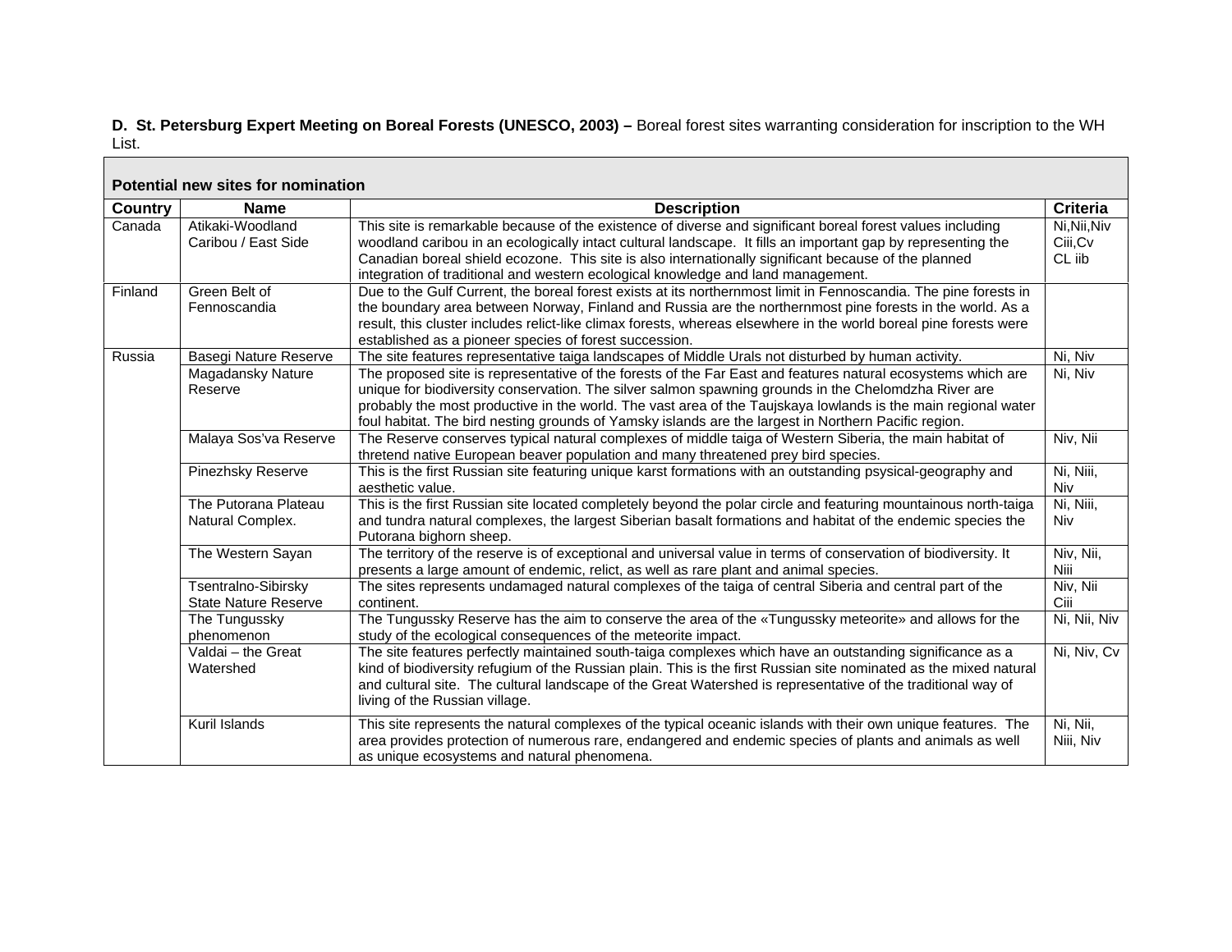**D. St. Petersburg Expert Meeting on Boreal Forests (UNESCO, 2003) –** Boreal forest sites warranting consideration for inscription to the WH List.

| **Potential new sites for nomination** | | | |
|---|---|---|---|
| **Country** | **Name** | **Description** | **Criteria** |
| Canada | Atikaki-Woodland Caribou / East Side | This site is remarkable because of the existence of diverse and significant boreal forest values including woodland caribou in an ecologically intact cultural landscape. It fills an important gap by representing the Canadian boreal shield ecozone. This site is also internationally significant because of the planned integration of traditional and western ecological knowledge and land management. | Ni,Nii,Niv Ciii,Cv CL iib |
| Finland | Green Belt of Fennoscandia | Due to the Gulf Current, the boreal forest exists at its northernmost limit in Fennoscandia. The pine forests in the boundary area between Norway, Finland and Russia are the northernmost pine forests in the world. As a result, this cluster includes relict-like climax forests, whereas elsewhere in the world boreal pine forests were established as a pioneer species of forest succession. | |
| Russia | Basegi Nature Reserve | The site features representative taiga landscapes of Middle Urals not disturbed by human activity. | Ni, Niv |
| | Magadansky Nature Reserve | The proposed site is representative of the forests of the Far East and features natural ecosystems which are unique for biodiversity conservation. The silver salmon spawning grounds in the Chelomdzha River are probably the most productive in the world. The vast area of the Taujskaya lowlands is the main regional water foul habitat. The bird nesting grounds of Yamsky islands are the largest in Northern Pacific region. | Ni, Niv |
| | Malaya Sos'va Reserve | The Reserve conserves typical natural complexes of middle taiga of Western Siberia, the main habitat of thretend native European beaver population and many threatened prey bird species. | Niv, Nii |
| | Pinezhsky Reserve | This is the first Russian site featuring unique karst formations with an outstanding psysical-geography and aesthetic value. | Ni, Niii, Niv |
| | The Putorana Plateau Natural Complex. | This is the first Russian site located completely beyond the polar circle and featuring mountainous north-taiga and tundra natural complexes, the largest Siberian basalt formations and habitat of the endemic species the Putorana bighorn sheep. | Ni, Niii, Niv |
| | The Western Sayan | The territory of the reserve is of exceptional and universal value in terms of conservation of biodiversity. It presents a large amount of endemic, relict, as well as rare plant and animal species. | Niv, Nii, Niii |
| | Tsentralno-Sibirsky State Nature Reserve | The sites represents undamaged natural complexes of the taiga of central Siberia and central part of the continent. | Niv, Nii Ciii |
| | The Tungussky phenomenon | The Tungussky Reserve has the aim to conserve the area of the «Tungussky meteorite» and allows for the study of the ecological consequences of the meteorite impact. | Ni, Nii, Niv |
| | Valdai – the Great Watershed | The site features perfectly maintained south-taiga complexes which have an outstanding significance as a kind of biodiversity refugium of the Russian plain. This is the first Russian site nominated as the mixed natural and cultural site. The cultural landscape of the Great Watershed is representative of the traditional way of living of the Russian village. | Ni, Niv, Cv |
| | Kuril Islands | This site represents the natural complexes of the typical oceanic islands with their own unique features. The area provides protection of numerous rare, endangered and endemic species of plants and animals as well as unique ecosystems and natural phenomena. | Ni, Nii, Niii, Niv |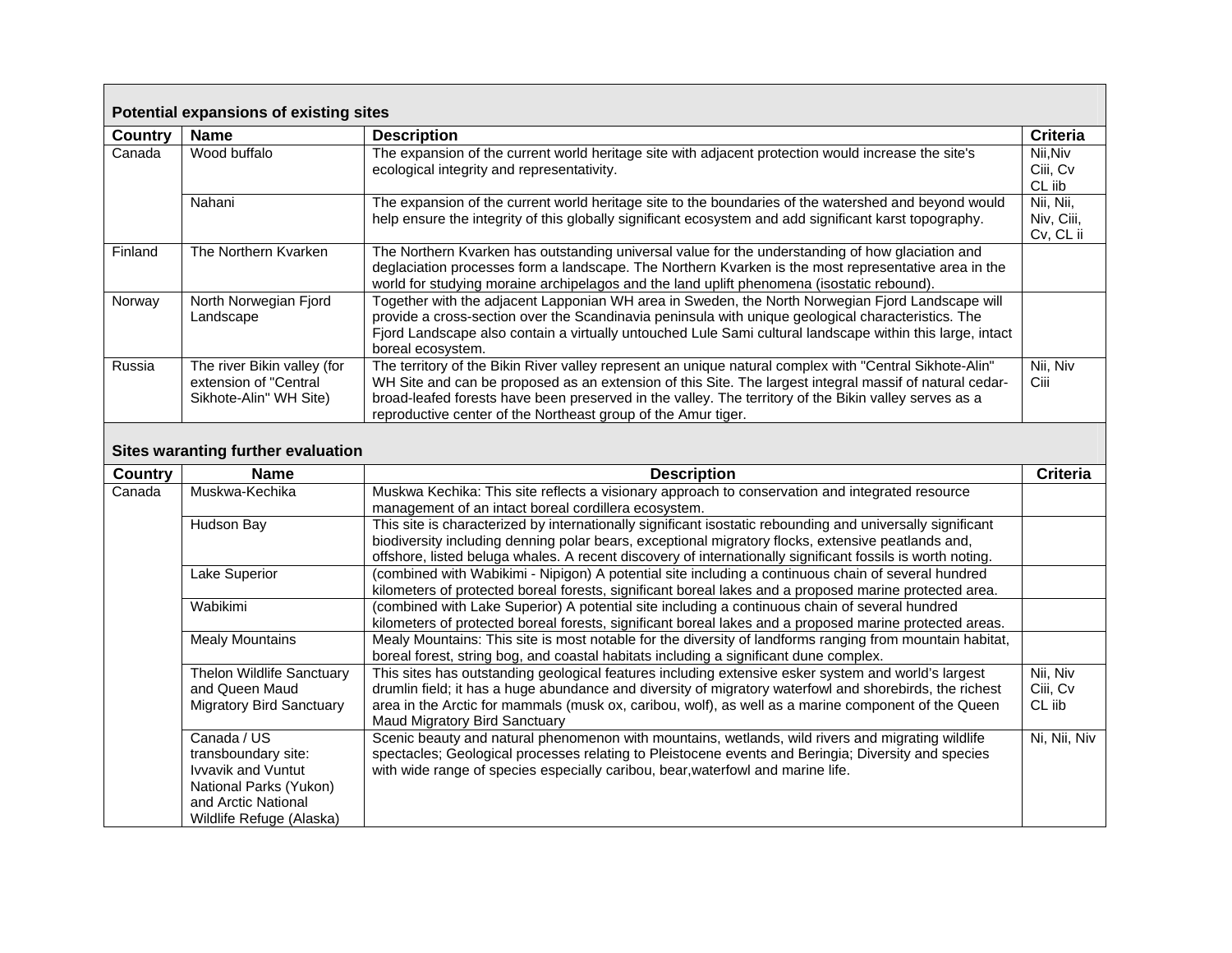| Potential expansions of existing sites | | | |
|---|---|---|---|
| **Country** | **Name** | **Description** | **Criteria** |
| Canada | Wood buffalo | The expansion of the current world heritage site with adjacent protection would increase the site's ecological integrity and representativity. | Nii,Niv Ciii, Cv CL iib |
| | Nahani | The expansion of the current world heritage site to the boundaries of the watershed and beyond would help ensure the integrity of this globally significant ecosystem and add significant karst topography. | Nii, Nii, Niv, Ciii, Cv, CL ii |
| Finland | The Northern Kvarken | The Northern Kvarken has outstanding universal value for the understanding of how glaciation and deglaciation processes form a landscape. The Northern Kvarken is the most representative area in the world for studying moraine archipelagos and the land uplift phenomena (isostatic rebound). | |
| Norway | North Norwegian Fjord Landscape | Together with the adjacent Lapponian WH area in Sweden, the North Norwegian Fjord Landscape will provide a cross-section over the Scandinavia peninsula with unique geological characteristics. The Fjord Landscape also contain a virtually untouched Lule Sami cultural landscape within this large, intact boreal ecosystem. | |
| Russia | The river Bikin valley (for extension of "Central Sikhote-Alin" WH Site) | The territory of the Bikin River valley represent an unique natural complex with "Central Sikhote-Alin" WH Site and can be proposed as an extension of this Site. The largest integral massif of natural cedar-broad-leafed forests have been preserved in the valley. The territory of the Bikin valley serves as a reproductive center of the Northeast group of the Amur tiger. | Nii, Niv Ciii |

| Sites waranting further evaluation | | | |
|---|---|---|---|
| **Country** | **Name** | **Description** | **Criteria** |
| Canada | Muskwa-Kechika | Muskwa Kechika: This site reflects a visionary approach to conservation and integrated resource management of an intact boreal cordillera ecosystem. | |
| | Hudson Bay | This site is characterized by internationally significant isostatic rebounding and universally significant biodiversity including denning polar bears, exceptional migratory flocks, extensive peatlands and, offshore, listed beluga whales. A recent discovery of internationally significant fossils is worth noting. | |
| | Lake Superior | (combined with Wabikimi - Nipigon) A potential site including a continuous chain of several hundred kilometers of protected boreal forests, significant boreal lakes and a proposed marine protected area. | |
| | Wabikimi | (combined with Lake Superior) A potential site including a continuous chain of several hundred kilometers of protected boreal forests, significant boreal lakes and a proposed marine protected areas. | |
| | Mealy Mountains | Mealy Mountains: This site is most notable for the diversity of landforms ranging from mountain habitat, boreal forest, string bog, and coastal habitats including a significant dune complex. | |
| | Thelon Wildlife Sanctuary and Queen Maud Migratory Bird Sanctuary | This sites has outstanding geological features including extensive esker system and world's largest drumlin field; it has a huge abundance and diversity of migratory waterfowl and shorebirds, the richest area in the Arctic for mammals (musk ox, caribou, wolf), as well as a marine component of the Queen Maud Migratory Bird Sanctuary | Nii, Niv Ciii, Cv CL iib |
| | Canada / US transboundary site: Ivvavik and Vuntut National Parks (Yukon) and Arctic National Wildlife Refuge (Alaska) | Scenic beauty and natural phenomenon with mountains, wetlands, wild rivers and migrating wildlife spectacles; Geological processes relating to Pleistocene events and Beringia; Diversity and species with wide range of species especially caribou, bear,waterfowl and marine life. | Ni, Nii, Niv |